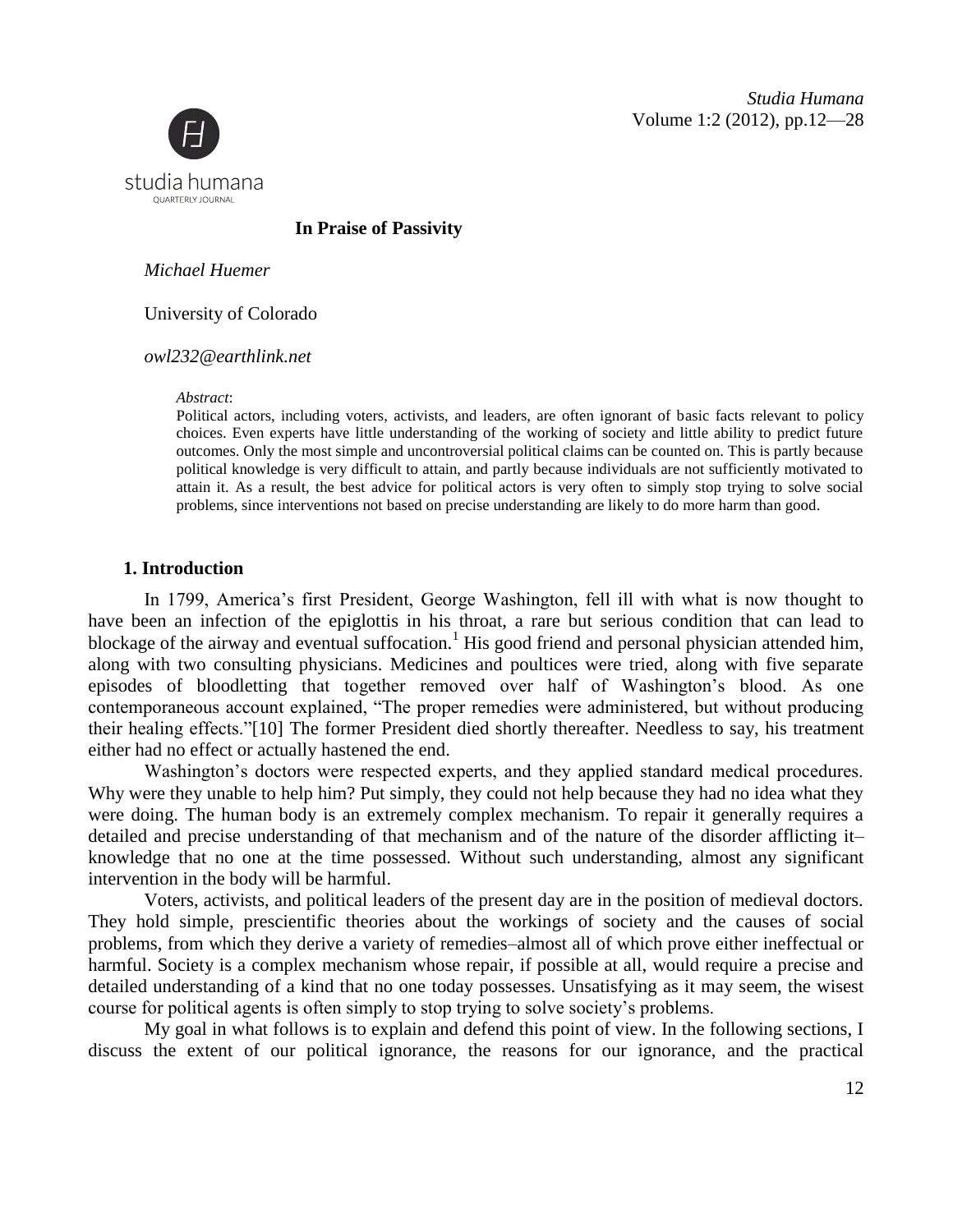# In Praise of Passivity

*Michael Huemer*

University of Colorado

*owl232@earthlink.net*

*Abstract*:
Political actors, including voters, activists, and leaders, are often ignorant of basic facts relevant to policy choices. Even experts have little understanding of the working of society and little ability to predict future outcomes. Only the most simple and uncontroversial political claims can be counted on. This is partly because political knowledge is very difficult to attain, and partly because individuals are not sufficiently motivated to attain it. As a result, the best advice for political actors is very often to simply stop trying to solve social problems, since interventions not based on precise understanding are likely to do more harm than good.

## 1. Introduction

In 1799, America's first President, George Washington, fell ill with what is now thought to have been an infection of the epiglottis in his throat, a rare but serious condition that can lead to blockage of the airway and eventual suffocation.[1] His good friend and personal physician attended him, along with two consulting physicians. Medicines and poultices were tried, along with five separate episodes of bloodletting that together removed over half of Washington's blood. As one contemporaneous account explained, "The proper remedies were administered, but without producing their healing effects."[10] The former President died shortly thereafter. Needless to say, his treatment either had no effect or actually hastened the end.

Washington's doctors were respected experts, and they applied standard medical procedures. Why were they unable to help him? Put simply, they could not help because they had no idea what they were doing. The human body is an extremely complex mechanism. To repair it generally requires a detailed and precise understanding of that mechanism and of the nature of the disorder afflicting it–knowledge that no one at the time possessed. Without such understanding, almost any significant intervention in the body will be harmful.

Voters, activists, and political leaders of the present day are in the position of medieval doctors. They hold simple, prescientific theories about the workings of society and the causes of social problems, from which they derive a variety of remedies–almost all of which prove either ineffectual or harmful. Society is a complex mechanism whose repair, if possible at all, would require a precise and detailed understanding of a kind that no one today possesses. Unsatisfying as it may seem, the wisest course for political agents is often simply to stop trying to solve society's problems.

My goal in what follows is to explain and defend this point of view. In the following sections, I discuss the extent of our political ignorance, the reasons for our ignorance, and the practical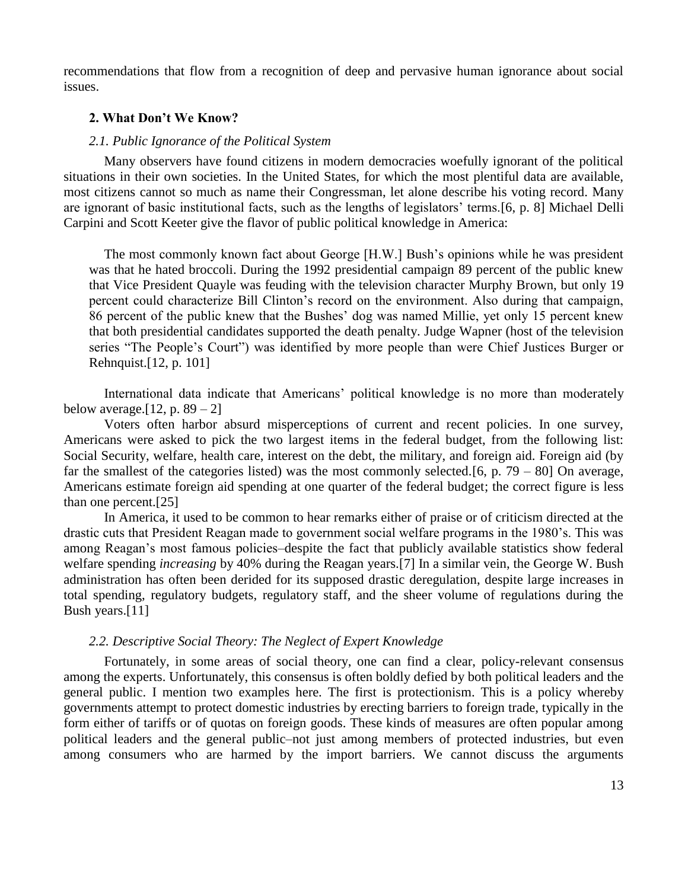recommendations that flow from a recognition of deep and pervasive human ignorance about social issues.

## 2. What Don't We Know?

### *2.1. Public Ignorance of the Political System*

Many observers have found citizens in modern democracies woefully ignorant of the political situations in their own societies. In the United States, for which the most plentiful data are available, most citizens cannot so much as name their Congressman, let alone describe his voting record. Many are ignorant of basic institutional facts, such as the lengths of legislators' terms.[6, p. 8] Michael Delli Carpini and Scott Keeter give the flavor of public political knowledge in America:

> The most commonly known fact about George [H.W.] Bush's opinions while he was president was that he hated broccoli. During the 1992 presidential campaign 89 percent of the public knew that Vice President Quayle was feuding with the television character Murphy Brown, but only 19 percent could characterize Bill Clinton's record on the environment. Also during that campaign, 86 percent of the public knew that the Bushes' dog was named Millie, yet only 15 percent knew that both presidential candidates supported the death penalty. Judge Wapner (host of the television series "The People's Court") was identified by more people than were Chief Justices Burger or Rehnquist.[12, p. 101]

International data indicate that Americans' political knowledge is no more than moderately below average.[12, p. 89 – 2]

Voters often harbor absurd misperceptions of current and recent policies. In one survey, Americans were asked to pick the two largest items in the federal budget, from the following list: Social Security, welfare, health care, interest on the debt, the military, and foreign aid. Foreign aid (by far the smallest of the categories listed) was the most commonly selected.[6, p. 79 – 80] On average, Americans estimate foreign aid spending at one quarter of the federal budget; the correct figure is less than one percent.[25]

In America, it used to be common to hear remarks either of praise or of criticism directed at the drastic cuts that President Reagan made to government social welfare programs in the 1980's. This was among Reagan's most famous policies–despite the fact that publicly available statistics show federal welfare spending *increasing* by 40% during the Reagan years.[7] In a similar vein, the George W. Bush administration has often been derided for its supposed drastic deregulation, despite large increases in total spending, regulatory budgets, regulatory staff, and the sheer volume of regulations during the Bush years.[11]

### *2.2. Descriptive Social Theory: The Neglect of Expert Knowledge*

Fortunately, in some areas of social theory, one can find a clear, policy-relevant consensus among the experts. Unfortunately, this consensus is often boldly defied by both political leaders and the general public. I mention two examples here. The first is protectionism. This is a policy whereby governments attempt to protect domestic industries by erecting barriers to foreign trade, typically in the form either of tariffs or of quotas on foreign goods. These kinds of measures are often popular among political leaders and the general public–not just among members of protected industries, but even among consumers who are harmed by the import barriers. We cannot discuss the arguments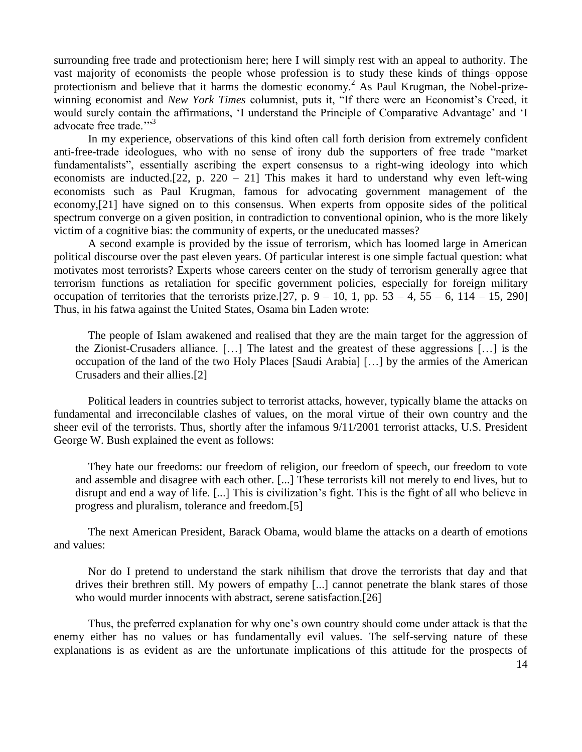surrounding free trade and protectionism here; here I will simply rest with an appeal to authority. The vast majority of economists–the people whose profession is to study these kinds of things–oppose protectionism and believe that it harms the domestic economy.[2] As Paul Krugman, the Nobel-prize-winning economist and *New York Times* columnist, puts it, "If there were an Economist's Creed, it would surely contain the affirmations, 'I understand the Principle of Comparative Advantage' and 'I advocate free trade.'"[3]

In my experience, observations of this kind often call forth derision from extremely confident anti-free-trade ideologues, who with no sense of irony dub the supporters of free trade "market fundamentalists", essentially ascribing the expert consensus to a right-wing ideology into which economists are inducted.[22, p. 220 – 21] This makes it hard to understand why even left-wing economists such as Paul Krugman, famous for advocating government management of the economy,[21] have signed on to this consensus. When experts from opposite sides of the political spectrum converge on a given position, in contradiction to conventional opinion, who is the more likely victim of a cognitive bias: the community of experts, or the uneducated masses?

A second example is provided by the issue of terrorism, which has loomed large in American political discourse over the past eleven years. Of particular interest is one simple factual question: what motivates most terrorists? Experts whose careers center on the study of terrorism generally agree that terrorism functions as retaliation for specific government policies, especially for foreign military occupation of territories that the terrorists prize.[27, p. 9 – 10, 1, pp. 53 – 4, 55 – 6, 114 – 15, 290] Thus, in his fatwa against the United States, Osama bin Laden wrote:

> The people of Islam awakened and realised that they are the main target for the aggression of the Zionist-Crusaders alliance. […] The latest and the greatest of these aggressions […] is the occupation of the land of the two Holy Places [Saudi Arabia] […] by the armies of the American Crusaders and their allies.[2]

Political leaders in countries subject to terrorist attacks, however, typically blame the attacks on fundamental and irreconcilable clashes of values, on the moral virtue of their own country and the sheer evil of the terrorists. Thus, shortly after the infamous 9/11/2001 terrorist attacks, U.S. President George W. Bush explained the event as follows:

> They hate our freedoms: our freedom of religion, our freedom of speech, our freedom to vote and assemble and disagree with each other. [...] These terrorists kill not merely to end lives, but to disrupt and end a way of life. [...] This is civilization's fight. This is the fight of all who believe in progress and pluralism, tolerance and freedom.[5]

The next American President, Barack Obama, would blame the attacks on a dearth of emotions and values:

> Nor do I pretend to understand the stark nihilism that drove the terrorists that day and that drives their brethren still. My powers of empathy [...] cannot penetrate the blank stares of those who would murder innocents with abstract, serene satisfaction.[26]

Thus, the preferred explanation for why one's own country should come under attack is that the enemy either has no values or has fundamentally evil values. The self-serving nature of these explanations is as evident as are the unfortunate implications of this attitude for the prospects of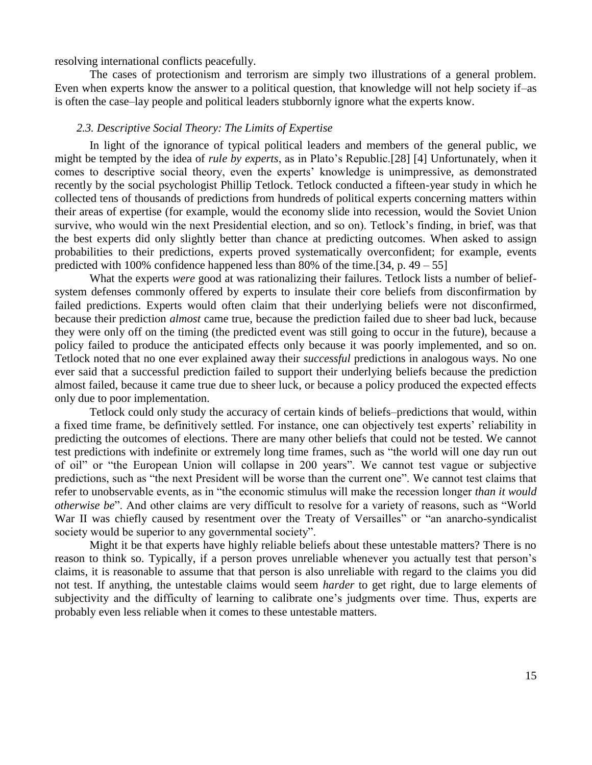resolving international conflicts peacefully.

The cases of protectionism and terrorism are simply two illustrations of a general problem. Even when experts know the answer to a political question, that knowledge will not help society if–as is often the case–lay people and political leaders stubbornly ignore what the experts know.

### *2.3. Descriptive Social Theory: The Limits of Expertise*

In light of the ignorance of typical political leaders and members of the general public, we might be tempted by the idea of *rule by experts*, as in Plato's Republic.[28] [4] Unfortunately, when it comes to descriptive social theory, even the experts' knowledge is unimpressive, as demonstrated recently by the social psychologist Phillip Tetlock. Tetlock conducted a fifteen-year study in which he collected tens of thousands of predictions from hundreds of political experts concerning matters within their areas of expertise (for example, would the economy slide into recession, would the Soviet Union survive, who would win the next Presidential election, and so on). Tetlock's finding, in brief, was that the best experts did only slightly better than chance at predicting outcomes. When asked to assign probabilities to their predictions, experts proved systematically overconfident; for example, events predicted with 100% confidence happened less than 80% of the time.[34, p. 49 – 55]

What the experts *were* good at was rationalizing their failures. Tetlock lists a number of belief-system defenses commonly offered by experts to insulate their core beliefs from disconfirmation by failed predictions. Experts would often claim that their underlying beliefs were not disconfirmed, because their prediction *almost* came true, because the prediction failed due to sheer bad luck, because they were only off on the timing (the predicted event was still going to occur in the future), because a policy failed to produce the anticipated effects only because it was poorly implemented, and so on. Tetlock noted that no one ever explained away their *successful* predictions in analogous ways. No one ever said that a successful prediction failed to support their underlying beliefs because the prediction almost failed, because it came true due to sheer luck, or because a policy produced the expected effects only due to poor implementation.

Tetlock could only study the accuracy of certain kinds of beliefs–predictions that would, within a fixed time frame, be definitively settled. For instance, one can objectively test experts' reliability in predicting the outcomes of elections. There are many other beliefs that could not be tested. We cannot test predictions with indefinite or extremely long time frames, such as "the world will one day run out of oil" or "the European Union will collapse in 200 years". We cannot test vague or subjective predictions, such as "the next President will be worse than the current one". We cannot test claims that refer to unobservable events, as in "the economic stimulus will make the recession longer *than it would otherwise be*". And other claims are very difficult to resolve for a variety of reasons, such as "World War II was chiefly caused by resentment over the Treaty of Versailles" or "an anarcho-syndicalist society would be superior to any governmental society".

Might it be that experts have highly reliable beliefs about these untestable matters? There is no reason to think so. Typically, if a person proves unreliable whenever you actually test that person's claims, it is reasonable to assume that that person is also unreliable with regard to the claims you did not test. If anything, the untestable claims would seem *harder* to get right, due to large elements of subjectivity and the difficulty of learning to calibrate one's judgments over time. Thus, experts are probably even less reliable when it comes to these untestable matters.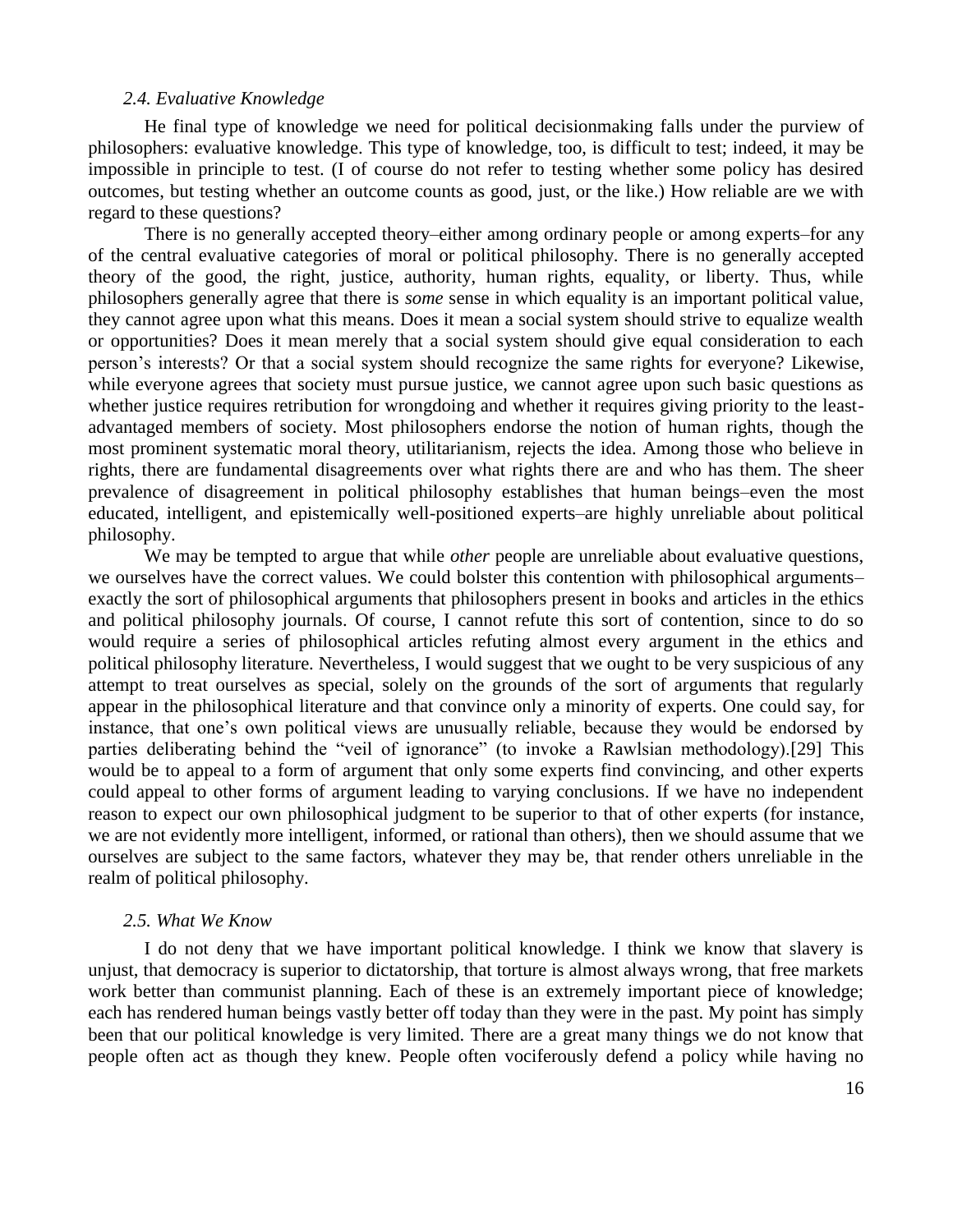### *2.4. Evaluative Knowledge*

He final type of knowledge we need for political decisionmaking falls under the purview of philosophers: evaluative knowledge. This type of knowledge, too, is difficult to test; indeed, it may be impossible in principle to test. (I of course do not refer to testing whether some policy has desired outcomes, but testing whether an outcome counts as good, just, or the like.) How reliable are we with regard to these questions?

There is no generally accepted theory–either among ordinary people or among experts–for any of the central evaluative categories of moral or political philosophy. There is no generally accepted theory of the good, the right, justice, authority, human rights, equality, or liberty. Thus, while philosophers generally agree that there is *some* sense in which equality is an important political value, they cannot agree upon what this means. Does it mean a social system should strive to equalize wealth or opportunities? Does it mean merely that a social system should give equal consideration to each person's interests? Or that a social system should recognize the same rights for everyone? Likewise, while everyone agrees that society must pursue justice, we cannot agree upon such basic questions as whether justice requires retribution for wrongdoing and whether it requires giving priority to the least-advantaged members of society. Most philosophers endorse the notion of human rights, though the most prominent systematic moral theory, utilitarianism, rejects the idea. Among those who believe in rights, there are fundamental disagreements over what rights there are and who has them. The sheer prevalence of disagreement in political philosophy establishes that human beings–even the most educated, intelligent, and epistemically well-positioned experts–are highly unreliable about political philosophy.

We may be tempted to argue that while *other* people are unreliable about evaluative questions, we ourselves have the correct values. We could bolster this contention with philosophical arguments–exactly the sort of philosophical arguments that philosophers present in books and articles in the ethics and political philosophy journals. Of course, I cannot refute this sort of contention, since to do so would require a series of philosophical articles refuting almost every argument in the ethics and political philosophy literature. Nevertheless, I would suggest that we ought to be very suspicious of any attempt to treat ourselves as special, solely on the grounds of the sort of arguments that regularly appear in the philosophical literature and that convince only a minority of experts. One could say, for instance, that one's own political views are unusually reliable, because they would be endorsed by parties deliberating behind the "veil of ignorance" (to invoke a Rawlsian methodology).[29] This would be to appeal to a form of argument that only some experts find convincing, and other experts could appeal to other forms of argument leading to varying conclusions. If we have no independent reason to expect our own philosophical judgment to be superior to that of other experts (for instance, we are not evidently more intelligent, informed, or rational than others), then we should assume that we ourselves are subject to the same factors, whatever they may be, that render others unreliable in the realm of political philosophy.

### *2.5. What We Know*

I do not deny that we have important political knowledge. I think we know that slavery is unjust, that democracy is superior to dictatorship, that torture is almost always wrong, that free markets work better than communist planning. Each of these is an extremely important piece of knowledge; each has rendered human beings vastly better off today than they were in the past. My point has simply been that our political knowledge is very limited. There are a great many things we do not know that people often act as though they knew. People often vociferously defend a policy while having no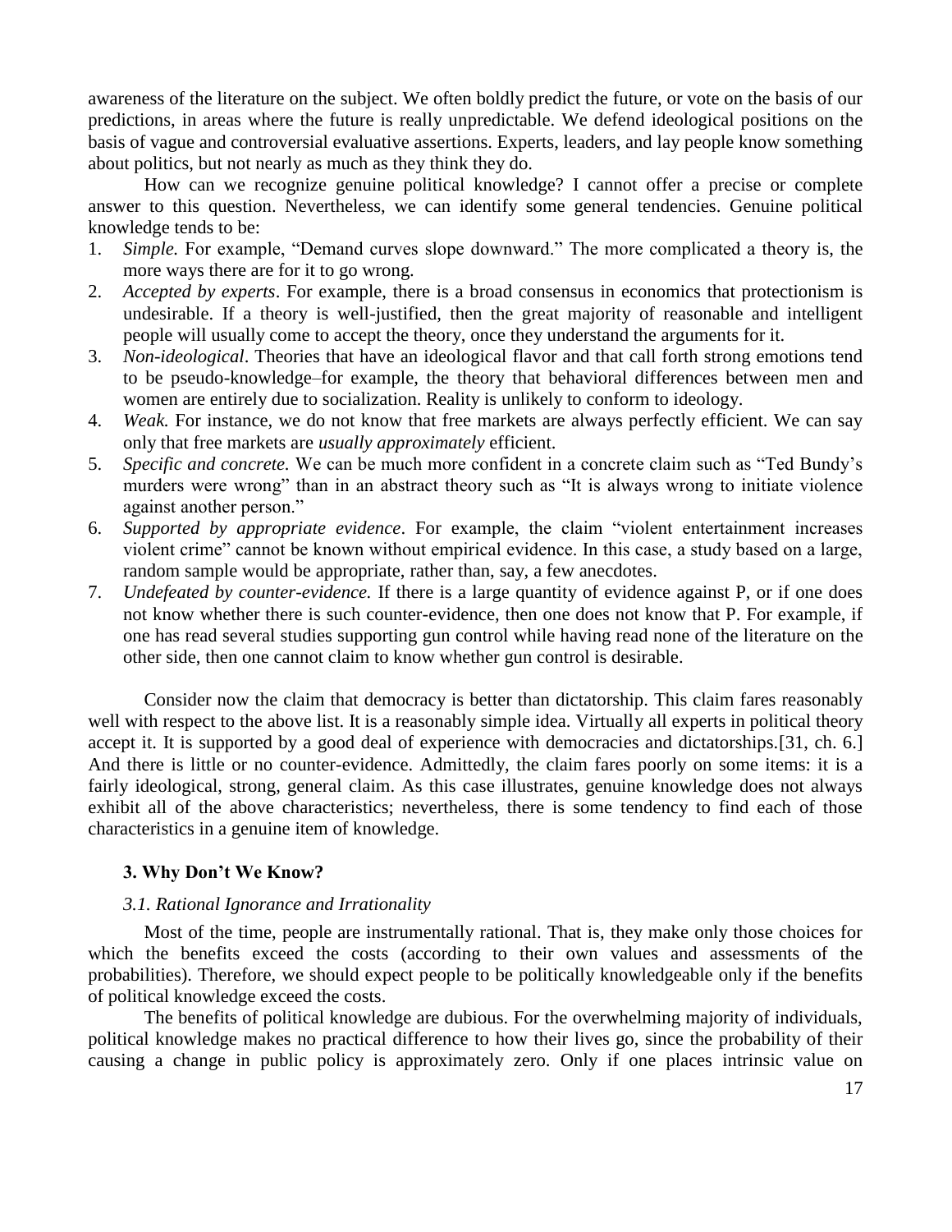awareness of the literature on the subject. We often boldly predict the future, or vote on the basis of our predictions, in areas where the future is really unpredictable. We defend ideological positions on the basis of vague and controversial evaluative assertions. Experts, leaders, and lay people know something about politics, but not nearly as much as they think they do.

How can we recognize genuine political knowledge? I cannot offer a precise or complete answer to this question. Nevertheless, we can identify some general tendencies. Genuine political knowledge tends to be:

1. *Simple.* For example, "Demand curves slope downward." The more complicated a theory is, the more ways there are for it to go wrong.
2. *Accepted by experts*. For example, there is a broad consensus in economics that protectionism is undesirable. If a theory is well-justified, then the great majority of reasonable and intelligent people will usually come to accept the theory, once they understand the arguments for it.
3. *Non-ideological*. Theories that have an ideological flavor and that call forth strong emotions tend to be pseudo-knowledge–for example, the theory that behavioral differences between men and women are entirely due to socialization. Reality is unlikely to conform to ideology.
4. *Weak.* For instance, we do not know that free markets are always perfectly efficient. We can say only that free markets are *usually approximately* efficient.
5. *Specific and concrete.* We can be much more confident in a concrete claim such as "Ted Bundy's murders were wrong" than in an abstract theory such as "It is always wrong to initiate violence against another person."
6. *Supported by appropriate evidence*. For example, the claim "violent entertainment increases violent crime" cannot be known without empirical evidence. In this case, a study based on a large, random sample would be appropriate, rather than, say, a few anecdotes.
7. *Undefeated by counter-evidence.* If there is a large quantity of evidence against P, or if one does not know whether there is such counter-evidence, then one does not know that P. For example, if one has read several studies supporting gun control while having read none of the literature on the other side, then one cannot claim to know whether gun control is desirable.

Consider now the claim that democracy is better than dictatorship. This claim fares reasonably well with respect to the above list. It is a reasonably simple idea. Virtually all experts in political theory accept it. It is supported by a good deal of experience with democracies and dictatorships.[31, ch. 6.] And there is little or no counter-evidence. Admittedly, the claim fares poorly on some items: it is a fairly ideological, strong, general claim. As this case illustrates, genuine knowledge does not always exhibit all of the above characteristics; nevertheless, there is some tendency to find each of those characteristics in a genuine item of knowledge.

## 3. Why Don't We Know?

### *3.1. Rational Ignorance and Irrationality*

Most of the time, people are instrumentally rational. That is, they make only those choices for which the benefits exceed the costs (according to their own values and assessments of the probabilities). Therefore, we should expect people to be politically knowledgeable only if the benefits of political knowledge exceed the costs.

The benefits of political knowledge are dubious. For the overwhelming majority of individuals, political knowledge makes no practical difference to how their lives go, since the probability of their causing a change in public policy is approximately zero. Only if one places intrinsic value on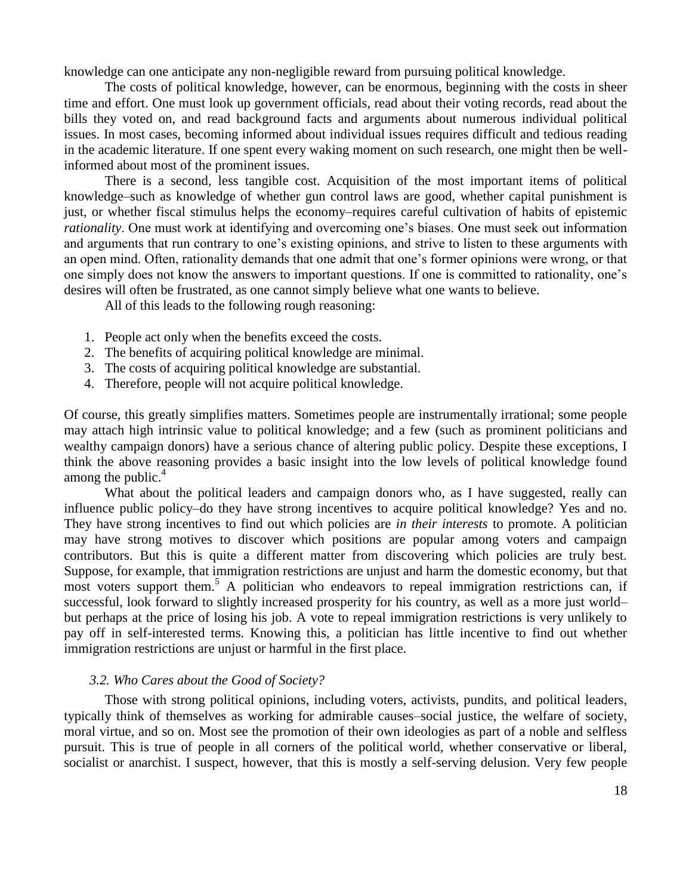knowledge can one anticipate any non-negligible reward from pursuing political knowledge.

The costs of political knowledge, however, can be enormous, beginning with the costs in sheer time and effort. One must look up government officials, read about their voting records, read about the bills they voted on, and read background facts and arguments about numerous individual political issues. In most cases, becoming informed about individual issues requires difficult and tedious reading in the academic literature. If one spent every waking moment on such research, one might then be well-informed about most of the prominent issues.

There is a second, less tangible cost. Acquisition of the most important items of political knowledge–such as knowledge of whether gun control laws are good, whether capital punishment is just, or whether fiscal stimulus helps the economy–requires careful cultivation of habits of epistemic *rationality*. One must work at identifying and overcoming one's biases. One must seek out information and arguments that run contrary to one's existing opinions, and strive to listen to these arguments with an open mind. Often, rationality demands that one admit that one's former opinions were wrong, or that one simply does not know the answers to important questions. If one is committed to rationality, one's desires will often be frustrated, as one cannot simply believe what one wants to believe.

All of this leads to the following rough reasoning:

1. People act only when the benefits exceed the costs.
2. The benefits of acquiring political knowledge are minimal.
3. The costs of acquiring political knowledge are substantial.
4. Therefore, people will not acquire political knowledge.

Of course, this greatly simplifies matters. Sometimes people are instrumentally irrational; some people may attach high intrinsic value to political knowledge; and a few (such as prominent politicians and wealthy campaign donors) have a serious chance of altering public policy. Despite these exceptions, I think the above reasoning provides a basic insight into the low levels of political knowledge found among the public.[4]

What about the political leaders and campaign donors who, as I have suggested, really can influence public policy–do they have strong incentives to acquire political knowledge? Yes and no. They have strong incentives to find out which policies are *in their interests* to promote. A politician may have strong motives to discover which positions are popular among voters and campaign contributors. But this is quite a different matter from discovering which policies are truly best. Suppose, for example, that immigration restrictions are unjust and harm the domestic economy, but that most voters support them.[5] A politician who endeavors to repeal immigration restrictions can, if successful, look forward to slightly increased prosperity for his country, as well as a more just world–but perhaps at the price of losing his job. A vote to repeal immigration restrictions is very unlikely to pay off in self-interested terms. Knowing this, a politician has little incentive to find out whether immigration restrictions are unjust or harmful in the first place.

### *3.2. Who Cares about the Good of Society?*

Those with strong political opinions, including voters, activists, pundits, and political leaders, typically think of themselves as working for admirable causes–social justice, the welfare of society, moral virtue, and so on. Most see the promotion of their own ideologies as part of a noble and selfless pursuit. This is true of people in all corners of the political world, whether conservative or liberal, socialist or anarchist. I suspect, however, that this is mostly a self-serving delusion. Very few people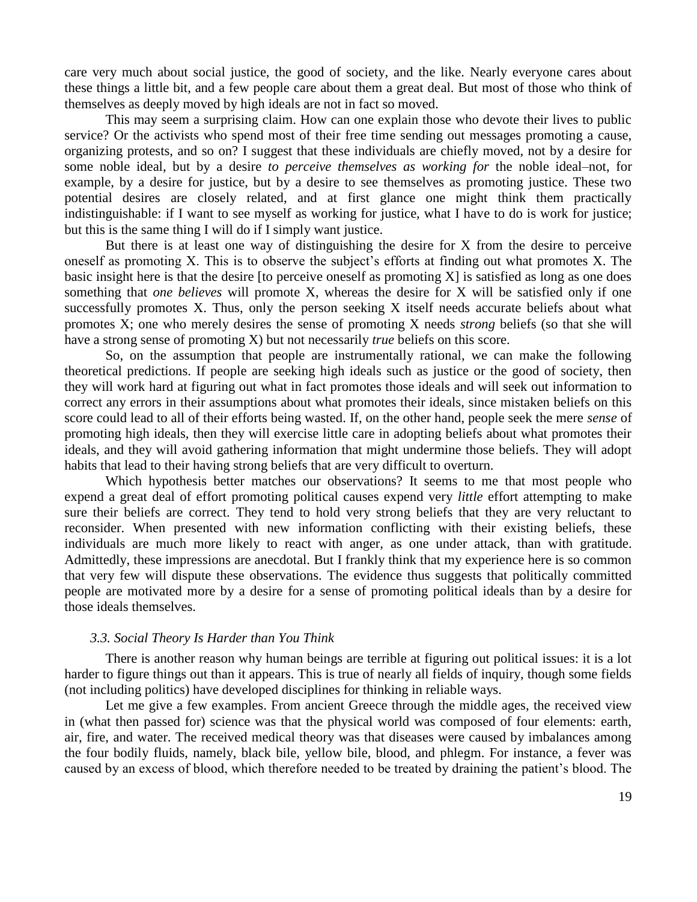care very much about social justice, the good of society, and the like. Nearly everyone cares about these things a little bit, and a few people care about them a great deal. But most of those who think of themselves as deeply moved by high ideals are not in fact so moved.

This may seem a surprising claim. How can one explain those who devote their lives to public service? Or the activists who spend most of their free time sending out messages promoting a cause, organizing protests, and so on? I suggest that these individuals are chiefly moved, not by a desire for some noble ideal, but by a desire *to perceive themselves as working for* the noble ideal–not, for example, by a desire for justice, but by a desire to see themselves as promoting justice. These two potential desires are closely related, and at first glance one might think them practically indistinguishable: if I want to see myself as working for justice, what I have to do is work for justice; but this is the same thing I will do if I simply want justice.

But there is at least one way of distinguishing the desire for X from the desire to perceive oneself as promoting X. This is to observe the subject's efforts at finding out what promotes X. The basic insight here is that the desire [to perceive oneself as promoting X] is satisfied as long as one does something that *one believes* will promote X, whereas the desire for X will be satisfied only if one successfully promotes X. Thus, only the person seeking X itself needs accurate beliefs about what promotes X; one who merely desires the sense of promoting X needs *strong* beliefs (so that she will have a strong sense of promoting X) but not necessarily *true* beliefs on this score.

So, on the assumption that people are instrumentally rational, we can make the following theoretical predictions. If people are seeking high ideals such as justice or the good of society, then they will work hard at figuring out what in fact promotes those ideals and will seek out information to correct any errors in their assumptions about what promotes their ideals, since mistaken beliefs on this score could lead to all of their efforts being wasted. If, on the other hand, people seek the mere *sense* of promoting high ideals, then they will exercise little care in adopting beliefs about what promotes their ideals, and they will avoid gathering information that might undermine those beliefs. They will adopt habits that lead to their having strong beliefs that are very difficult to overturn.

Which hypothesis better matches our observations? It seems to me that most people who expend a great deal of effort promoting political causes expend very *little* effort attempting to make sure their beliefs are correct. They tend to hold very strong beliefs that they are very reluctant to reconsider. When presented with new information conflicting with their existing beliefs, these individuals are much more likely to react with anger, as one under attack, than with gratitude. Admittedly, these impressions are anecdotal. But I frankly think that my experience here is so common that very few will dispute these observations. The evidence thus suggests that politically committed people are motivated more by a desire for a sense of promoting political ideals than by a desire for those ideals themselves.

### *3.3. Social Theory Is Harder than You Think*

There is another reason why human beings are terrible at figuring out political issues: it is a lot harder to figure things out than it appears. This is true of nearly all fields of inquiry, though some fields (not including politics) have developed disciplines for thinking in reliable ways.

Let me give a few examples. From ancient Greece through the middle ages, the received view in (what then passed for) science was that the physical world was composed of four elements: earth, air, fire, and water. The received medical theory was that diseases were caused by imbalances among the four bodily fluids, namely, black bile, yellow bile, blood, and phlegm. For instance, a fever was caused by an excess of blood, which therefore needed to be treated by draining the patient's blood. The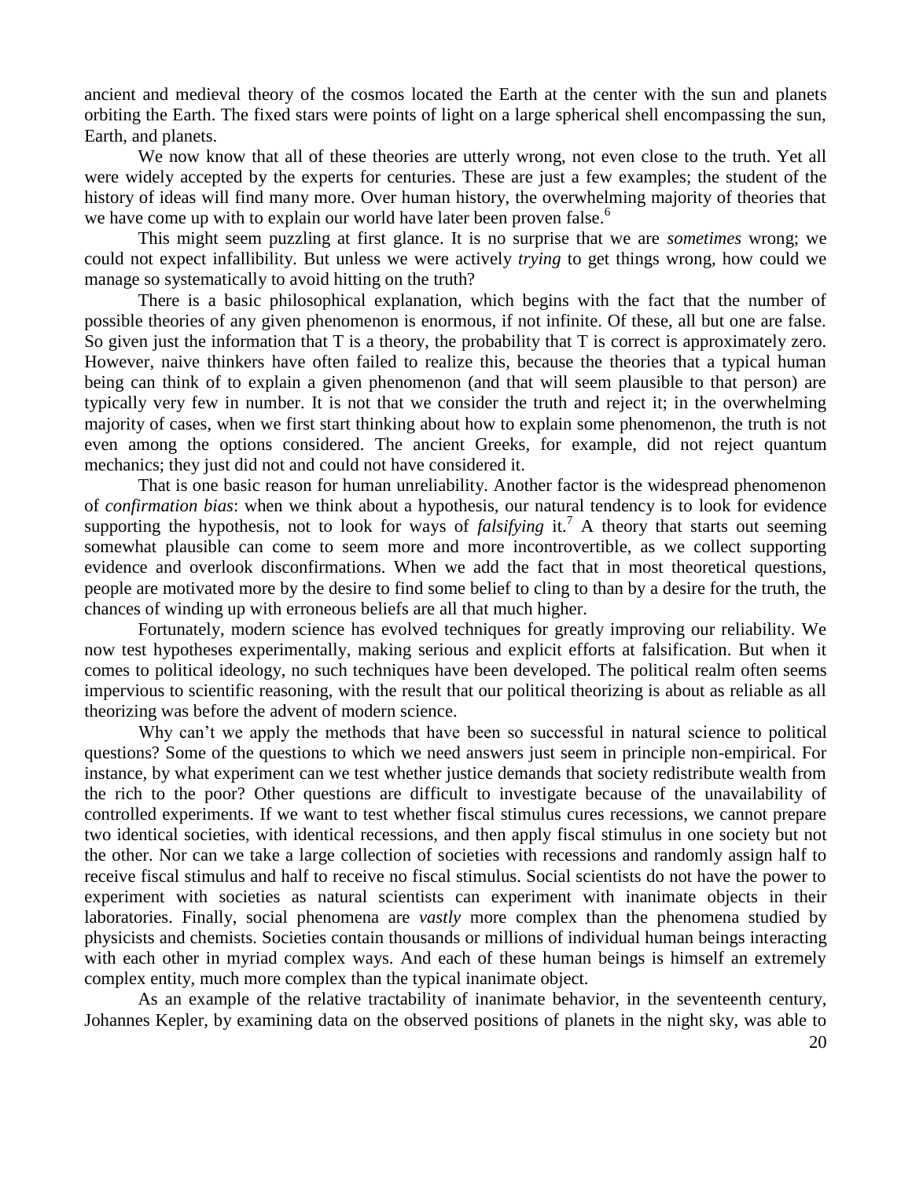ancient and medieval theory of the cosmos located the Earth at the center with the sun and planets orbiting the Earth. The fixed stars were points of light on a large spherical shell encompassing the sun, Earth, and planets.

We now know that all of these theories are utterly wrong, not even close to the truth. Yet all were widely accepted by the experts for centuries. These are just a few examples; the student of the history of ideas will find many more. Over human history, the overwhelming majority of theories that we have come up with to explain our world have later been proven false.[6]

This might seem puzzling at first glance. It is no surprise that we are *sometimes* wrong; we could not expect infallibility. But unless we were actively *trying* to get things wrong, how could we manage so systematically to avoid hitting on the truth?

There is a basic philosophical explanation, which begins with the fact that the number of possible theories of any given phenomenon is enormous, if not infinite. Of these, all but one are false. So given just the information that T is a theory, the probability that T is correct is approximately zero. However, naive thinkers have often failed to realize this, because the theories that a typical human being can think of to explain a given phenomenon (and that will seem plausible to that person) are typically very few in number. It is not that we consider the truth and reject it; in the overwhelming majority of cases, when we first start thinking about how to explain some phenomenon, the truth is not even among the options considered. The ancient Greeks, for example, did not reject quantum mechanics; they just did not and could not have considered it.

That is one basic reason for human unreliability. Another factor is the widespread phenomenon of *confirmation bias*: when we think about a hypothesis, our natural tendency is to look for evidence supporting the hypothesis, not to look for ways of *falsifying* it.[7] A theory that starts out seeming somewhat plausible can come to seem more and more incontrovertible, as we collect supporting evidence and overlook disconfirmations. When we add the fact that in most theoretical questions, people are motivated more by the desire to find some belief to cling to than by a desire for the truth, the chances of winding up with erroneous beliefs are all that much higher.

Fortunately, modern science has evolved techniques for greatly improving our reliability. We now test hypotheses experimentally, making serious and explicit efforts at falsification. But when it comes to political ideology, no such techniques have been developed. The political realm often seems impervious to scientific reasoning, with the result that our political theorizing is about as reliable as all theorizing was before the advent of modern science.

Why can't we apply the methods that have been so successful in natural science to political questions? Some of the questions to which we need answers just seem in principle non-empirical. For instance, by what experiment can we test whether justice demands that society redistribute wealth from the rich to the poor? Other questions are difficult to investigate because of the unavailability of controlled experiments. If we want to test whether fiscal stimulus cures recessions, we cannot prepare two identical societies, with identical recessions, and then apply fiscal stimulus in one society but not the other. Nor can we take a large collection of societies with recessions and randomly assign half to receive fiscal stimulus and half to receive no fiscal stimulus. Social scientists do not have the power to experiment with societies as natural scientists can experiment with inanimate objects in their laboratories. Finally, social phenomena are *vastly* more complex than the phenomena studied by physicists and chemists. Societies contain thousands or millions of individual human beings interacting with each other in myriad complex ways. And each of these human beings is himself an extremely complex entity, much more complex than the typical inanimate object.

As an example of the relative tractability of inanimate behavior, in the seventeenth century, Johannes Kepler, by examining data on the observed positions of planets in the night sky, was able to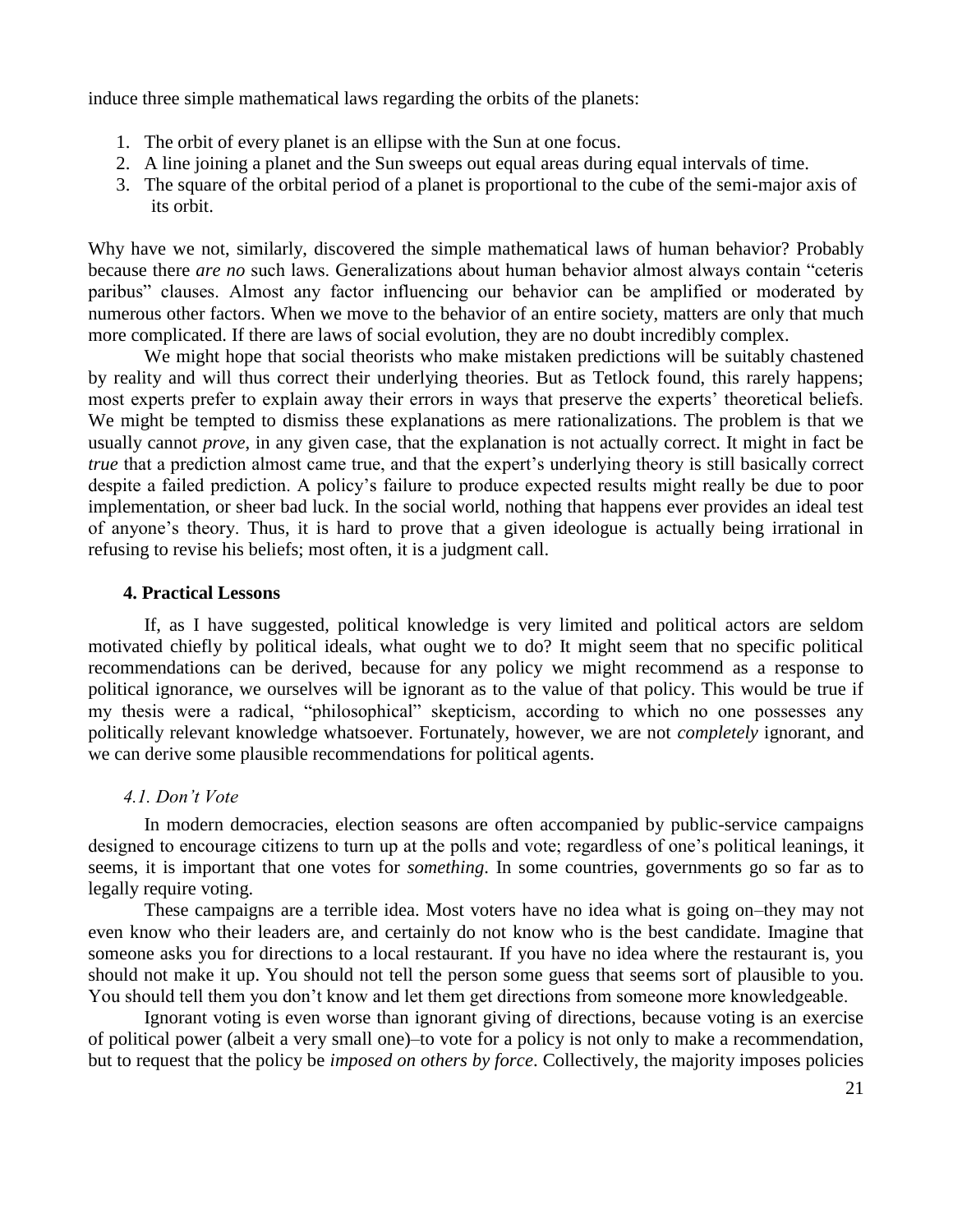induce three simple mathematical laws regarding the orbits of the planets:

1. The orbit of every planet is an ellipse with the Sun at one focus.
2. A line joining a planet and the Sun sweeps out equal areas during equal intervals of time.
3. The square of the orbital period of a planet is proportional to the cube of the semi-major axis of its orbit.

Why have we not, similarly, discovered the simple mathematical laws of human behavior? Probably because there *are no* such laws. Generalizations about human behavior almost always contain "ceteris paribus" clauses. Almost any factor influencing our behavior can be amplified or moderated by numerous other factors. When we move to the behavior of an entire society, matters are only that much more complicated. If there are laws of social evolution, they are no doubt incredibly complex.

We might hope that social theorists who make mistaken predictions will be suitably chastened by reality and will thus correct their underlying theories. But as Tetlock found, this rarely happens; most experts prefer to explain away their errors in ways that preserve the experts' theoretical beliefs. We might be tempted to dismiss these explanations as mere rationalizations. The problem is that we usually cannot *prove*, in any given case, that the explanation is not actually correct. It might in fact be *true* that a prediction almost came true, and that the expert's underlying theory is still basically correct despite a failed prediction. A policy's failure to produce expected results might really be due to poor implementation, or sheer bad luck. In the social world, nothing that happens ever provides an ideal test of anyone's theory. Thus, it is hard to prove that a given ideologue is actually being irrational in refusing to revise his beliefs; most often, it is a judgment call.

## 4. Practical Lessons

If, as I have suggested, political knowledge is very limited and political actors are seldom motivated chiefly by political ideals, what ought we to do? It might seem that no specific political recommendations can be derived, because for any policy we might recommend as a response to political ignorance, we ourselves will be ignorant as to the value of that policy. This would be true if my thesis were a radical, "philosophical" skepticism, according to which no one possesses any politically relevant knowledge whatsoever. Fortunately, however, we are not *completely* ignorant, and we can derive some plausible recommendations for political agents.

### *4.1. Don't Vote*

In modern democracies, election seasons are often accompanied by public-service campaigns designed to encourage citizens to turn up at the polls and vote; regardless of one's political leanings, it seems, it is important that one votes for *something*. In some countries, governments go so far as to legally require voting.

These campaigns are a terrible idea. Most voters have no idea what is going on–they may not even know who their leaders are, and certainly do not know who is the best candidate. Imagine that someone asks you for directions to a local restaurant. If you have no idea where the restaurant is, you should not make it up. You should not tell the person some guess that seems sort of plausible to you. You should tell them you don't know and let them get directions from someone more knowledgeable.

Ignorant voting is even worse than ignorant giving of directions, because voting is an exercise of political power (albeit a very small one)–to vote for a policy is not only to make a recommendation, but to request that the policy be *imposed on others by force*. Collectively, the majority imposes policies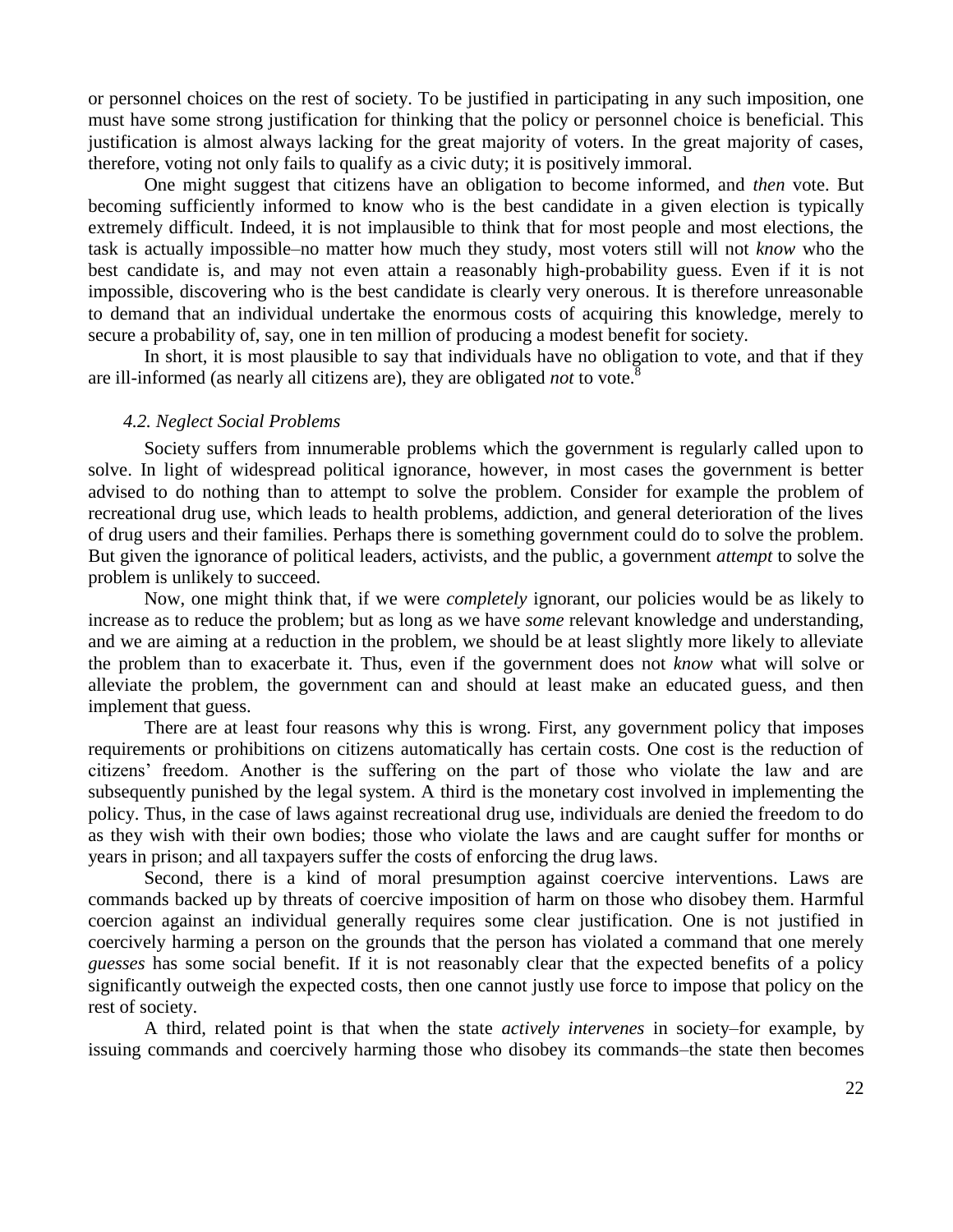or personnel choices on the rest of society. To be justified in participating in any such imposition, one must have some strong justification for thinking that the policy or personnel choice is beneficial. This justification is almost always lacking for the great majority of voters. In the great majority of cases, therefore, voting not only fails to qualify as a civic duty; it is positively immoral.

One might suggest that citizens have an obligation to become informed, and *then* vote. But becoming sufficiently informed to know who is the best candidate in a given election is typically extremely difficult. Indeed, it is not implausible to think that for most people and most elections, the task is actually impossible–no matter how much they study, most voters still will not *know* who the best candidate is, and may not even attain a reasonably high-probability guess. Even if it is not impossible, discovering who is the best candidate is clearly very onerous. It is therefore unreasonable to demand that an individual undertake the enormous costs of acquiring this knowledge, merely to secure a probability of, say, one in ten million of producing a modest benefit for society.

In short, it is most plausible to say that individuals have no obligation to vote, and that if they are ill-informed (as nearly all citizens are), they are obligated *not* to vote.[8]

### *4.2. Neglect Social Problems*

Society suffers from innumerable problems which the government is regularly called upon to solve. In light of widespread political ignorance, however, in most cases the government is better advised to do nothing than to attempt to solve the problem. Consider for example the problem of recreational drug use, which leads to health problems, addiction, and general deterioration of the lives of drug users and their families. Perhaps there is something government could do to solve the problem. But given the ignorance of political leaders, activists, and the public, a government *attempt* to solve the problem is unlikely to succeed.

Now, one might think that, if we were *completely* ignorant, our policies would be as likely to increase as to reduce the problem; but as long as we have *some* relevant knowledge and understanding, and we are aiming at a reduction in the problem, we should be at least slightly more likely to alleviate the problem than to exacerbate it. Thus, even if the government does not *know* what will solve or alleviate the problem, the government can and should at least make an educated guess, and then implement that guess.

There are at least four reasons why this is wrong. First, any government policy that imposes requirements or prohibitions on citizens automatically has certain costs. One cost is the reduction of citizens' freedom. Another is the suffering on the part of those who violate the law and are subsequently punished by the legal system. A third is the monetary cost involved in implementing the policy. Thus, in the case of laws against recreational drug use, individuals are denied the freedom to do as they wish with their own bodies; those who violate the laws and are caught suffer for months or years in prison; and all taxpayers suffer the costs of enforcing the drug laws.

Second, there is a kind of moral presumption against coercive interventions. Laws are commands backed up by threats of coercive imposition of harm on those who disobey them. Harmful coercion against an individual generally requires some clear justification. One is not justified in coercively harming a person on the grounds that the person has violated a command that one merely *guesses* has some social benefit. If it is not reasonably clear that the expected benefits of a policy significantly outweigh the expected costs, then one cannot justly use force to impose that policy on the rest of society.

A third, related point is that when the state *actively intervenes* in society–for example, by issuing commands and coercively harming those who disobey its commands–the state then becomes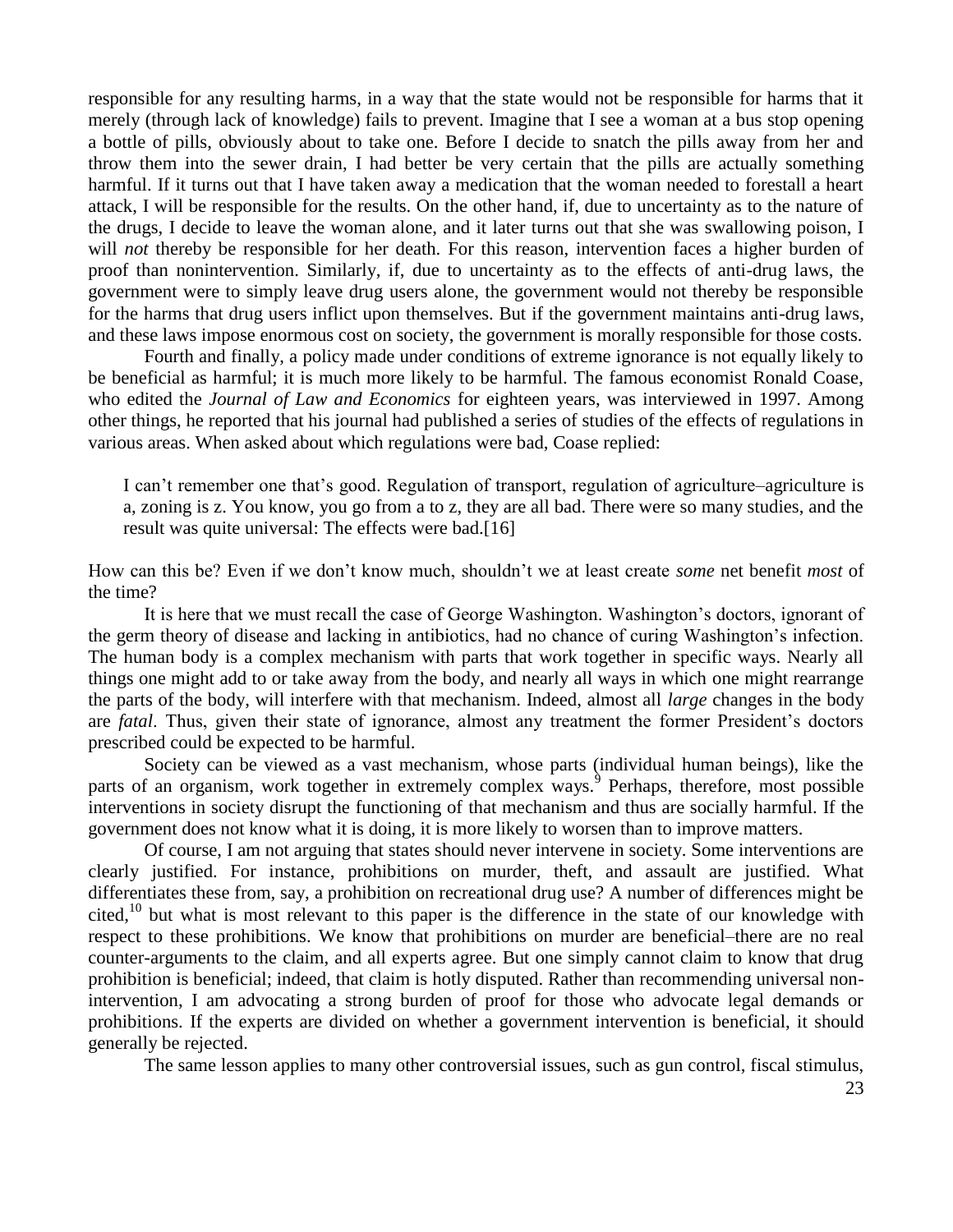responsible for any resulting harms, in a way that the state would not be responsible for harms that it merely (through lack of knowledge) fails to prevent. Imagine that I see a woman at a bus stop opening a bottle of pills, obviously about to take one. Before I decide to snatch the pills away from her and throw them into the sewer drain, I had better be very certain that the pills are actually something harmful. If it turns out that I have taken away a medication that the woman needed to forestall a heart attack, I will be responsible for the results. On the other hand, if, due to uncertainty as to the nature of the drugs, I decide to leave the woman alone, and it later turns out that she was swallowing poison, I will *not* thereby be responsible for her death. For this reason, intervention faces a higher burden of proof than nonintervention. Similarly, if, due to uncertainty as to the effects of anti-drug laws, the government were to simply leave drug users alone, the government would not thereby be responsible for the harms that drug users inflict upon themselves. But if the government maintains anti-drug laws, and these laws impose enormous cost on society, the government is morally responsible for those costs.

Fourth and finally, a policy made under conditions of extreme ignorance is not equally likely to be beneficial as harmful; it is much more likely to be harmful. The famous economist Ronald Coase, who edited the *Journal of Law and Economics* for eighteen years, was interviewed in 1997. Among other things, he reported that his journal had published a series of studies of the effects of regulations in various areas. When asked about which regulations were bad, Coase replied:

> I can't remember one that's good. Regulation of transport, regulation of agriculture–agriculture is a, zoning is z. You know, you go from a to z, they are all bad. There were so many studies, and the result was quite universal: The effects were bad.[16]

How can this be? Even if we don't know much, shouldn't we at least create *some* net benefit *most* of the time?

It is here that we must recall the case of George Washington. Washington's doctors, ignorant of the germ theory of disease and lacking in antibiotics, had no chance of curing Washington's infection. The human body is a complex mechanism with parts that work together in specific ways. Nearly all things one might add to or take away from the body, and nearly all ways in which one might rearrange the parts of the body, will interfere with that mechanism. Indeed, almost all *large* changes in the body are *fatal*. Thus, given their state of ignorance, almost any treatment the former President's doctors prescribed could be expected to be harmful.

Society can be viewed as a vast mechanism, whose parts (individual human beings), like the parts of an organism, work together in extremely complex ways.[9] Perhaps, therefore, most possible interventions in society disrupt the functioning of that mechanism and thus are socially harmful. If the government does not know what it is doing, it is more likely to worsen than to improve matters.

Of course, I am not arguing that states should never intervene in society. Some interventions are clearly justified. For instance, prohibitions on murder, theft, and assault are justified. What differentiates these from, say, a prohibition on recreational drug use? A number of differences might be cited,[10] but what is most relevant to this paper is the difference in the state of our knowledge with respect to these prohibitions. We know that prohibitions on murder are beneficial–there are no real counter-arguments to the claim, and all experts agree. But one simply cannot claim to know that drug prohibition is beneficial; indeed, that claim is hotly disputed. Rather than recommending universal non-intervention, I am advocating a strong burden of proof for those who advocate legal demands or prohibitions. If the experts are divided on whether a government intervention is beneficial, it should generally be rejected.

The same lesson applies to many other controversial issues, such as gun control, fiscal stimulus,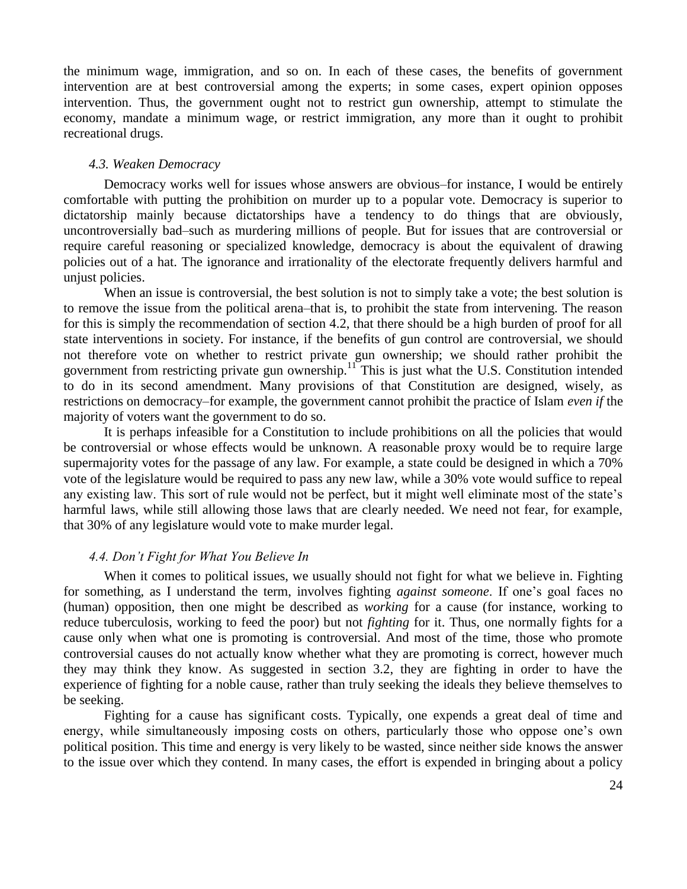the minimum wage, immigration, and so on. In each of these cases, the benefits of government intervention are at best controversial among the experts; in some cases, expert opinion opposes intervention. Thus, the government ought not to restrict gun ownership, attempt to stimulate the economy, mandate a minimum wage, or restrict immigration, any more than it ought to prohibit recreational drugs.

### *4.3. Weaken Democracy*

Democracy works well for issues whose answers are obvious–for instance, I would be entirely comfortable with putting the prohibition on murder up to a popular vote. Democracy is superior to dictatorship mainly because dictatorships have a tendency to do things that are obviously, uncontroversially bad–such as murdering millions of people. But for issues that are controversial or require careful reasoning or specialized knowledge, democracy is about the equivalent of drawing policies out of a hat. The ignorance and irrationality of the electorate frequently delivers harmful and unjust policies.

When an issue is controversial, the best solution is not to simply take a vote; the best solution is to remove the issue from the political arena–that is, to prohibit the state from intervening. The reason for this is simply the recommendation of section 4.2, that there should be a high burden of proof for all state interventions in society. For instance, if the benefits of gun control are controversial, we should not therefore vote on whether to restrict private gun ownership; we should rather prohibit the government from restricting private gun ownership.[11] This is just what the U.S. Constitution intended to do in its second amendment. Many provisions of that Constitution are designed, wisely, as restrictions on democracy–for example, the government cannot prohibit the practice of Islam *even if* the majority of voters want the government to do so.

It is perhaps infeasible for a Constitution to include prohibitions on all the policies that would be controversial or whose effects would be unknown. A reasonable proxy would be to require large supermajority votes for the passage of any law. For example, a state could be designed in which a 70% vote of the legislature would be required to pass any new law, while a 30% vote would suffice to repeal any existing law. This sort of rule would not be perfect, but it might well eliminate most of the state's harmful laws, while still allowing those laws that are clearly needed. We need not fear, for example, that 30% of any legislature would vote to make murder legal.

### *4.4. Don't Fight for What You Believe In*

When it comes to political issues, we usually should not fight for what we believe in. Fighting for something, as I understand the term, involves fighting *against someone*. If one's goal faces no (human) opposition, then one might be described as *working* for a cause (for instance, working to reduce tuberculosis, working to feed the poor) but not *fighting* for it. Thus, one normally fights for a cause only when what one is promoting is controversial. And most of the time, those who promote controversial causes do not actually know whether what they are promoting is correct, however much they may think they know. As suggested in section 3.2, they are fighting in order to have the experience of fighting for a noble cause, rather than truly seeking the ideals they believe themselves to be seeking.

Fighting for a cause has significant costs. Typically, one expends a great deal of time and energy, while simultaneously imposing costs on others, particularly those who oppose one's own political position. This time and energy is very likely to be wasted, since neither side knows the answer to the issue over which they contend. In many cases, the effort is expended in bringing about a policy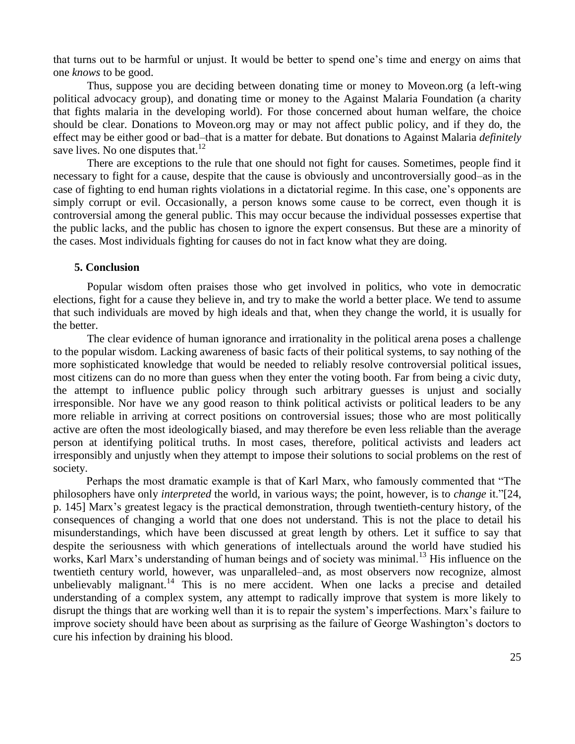that turns out to be harmful or unjust. It would be better to spend one's time and energy on aims that one *knows* to be good.

Thus, suppose you are deciding between donating time or money to Moveon.org (a left-wing political advocacy group), and donating time or money to the Against Malaria Foundation (a charity that fights malaria in the developing world). For those concerned about human welfare, the choice should be clear. Donations to Moveon.org may or may not affect public policy, and if they do, the effect may be either good or bad–that is a matter for debate. But donations to Against Malaria *definitely* save lives. No one disputes that.[12]

There are exceptions to the rule that one should not fight for causes. Sometimes, people find it necessary to fight for a cause, despite that the cause is obviously and uncontroversially good–as in the case of fighting to end human rights violations in a dictatorial regime. In this case, one's opponents are simply corrupt or evil. Occasionally, a person knows some cause to be correct, even though it is controversial among the general public. This may occur because the individual possesses expertise that the public lacks, and the public has chosen to ignore the expert consensus. But these are a minority of the cases. Most individuals fighting for causes do not in fact know what they are doing.

## 5. Conclusion

Popular wisdom often praises those who get involved in politics, who vote in democratic elections, fight for a cause they believe in, and try to make the world a better place. We tend to assume that such individuals are moved by high ideals and that, when they change the world, it is usually for the better.

The clear evidence of human ignorance and irrationality in the political arena poses a challenge to the popular wisdom. Lacking awareness of basic facts of their political systems, to say nothing of the more sophisticated knowledge that would be needed to reliably resolve controversial political issues, most citizens can do no more than guess when they enter the voting booth. Far from being a civic duty, the attempt to influence public policy through such arbitrary guesses is unjust and socially irresponsible. Nor have we any good reason to think political activists or political leaders to be any more reliable in arriving at correct positions on controversial issues; those who are most politically active are often the most ideologically biased, and may therefore be even less reliable than the average person at identifying political truths. In most cases, therefore, political activists and leaders act irresponsibly and unjustly when they attempt to impose their solutions to social problems on the rest of society.

Perhaps the most dramatic example is that of Karl Marx, who famously commented that "The philosophers have only *interpreted* the world, in various ways; the point, however, is to *change* it."[24, p. 145] Marx's greatest legacy is the practical demonstration, through twentieth-century history, of the consequences of changing a world that one does not understand. This is not the place to detail his misunderstandings, which have been discussed at great length by others. Let it suffice to say that despite the seriousness with which generations of intellectuals around the world have studied his works, Karl Marx's understanding of human beings and of society was minimal.[13] His influence on the twentieth century world, however, was unparalleled–and, as most observers now recognize, almost unbelievably malignant.[14] This is no mere accident. When one lacks a precise and detailed understanding of a complex system, any attempt to radically improve that system is more likely to disrupt the things that are working well than it is to repair the system's imperfections. Marx's failure to improve society should have been about as surprising as the failure of George Washington's doctors to cure his infection by draining his blood.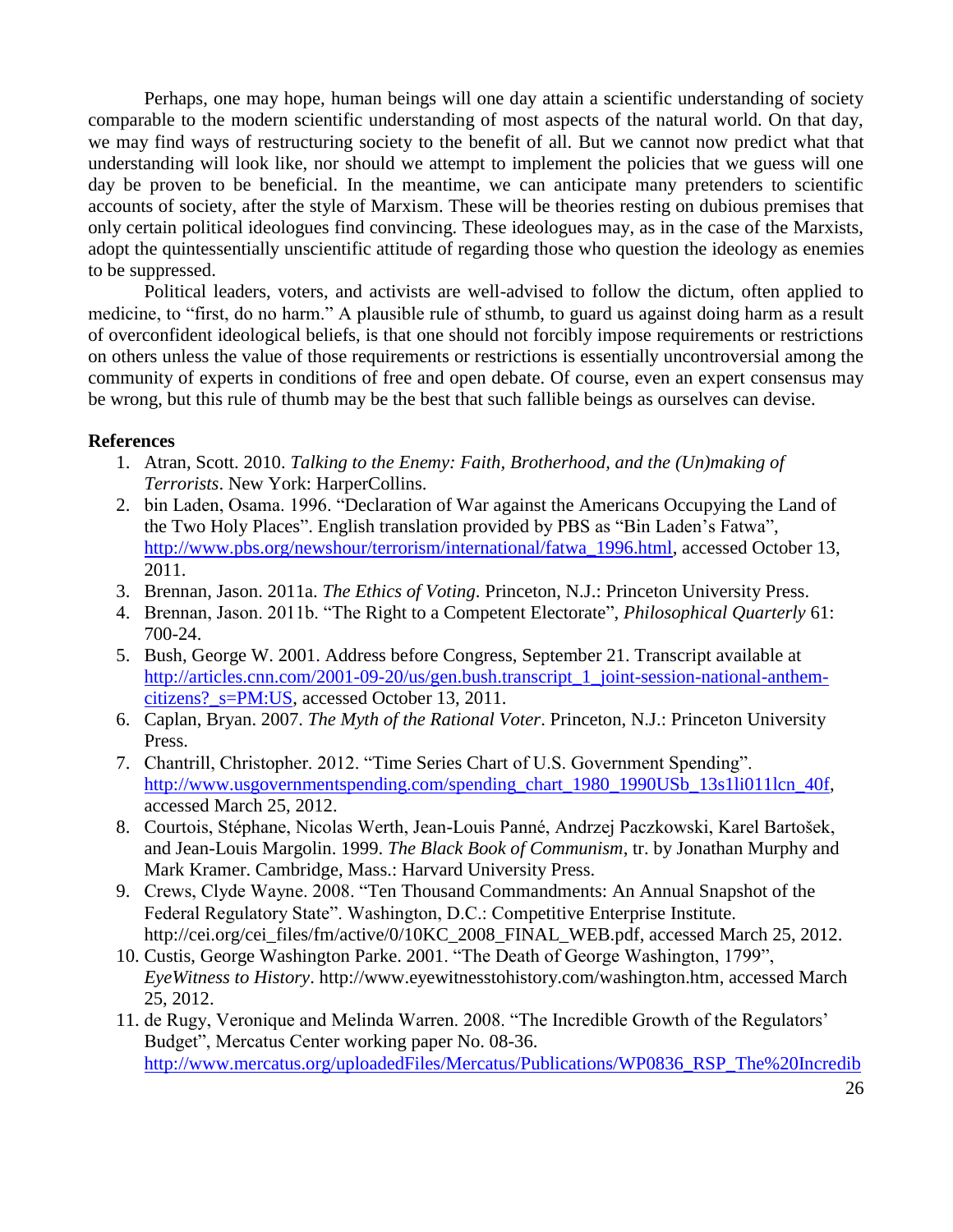Perhaps, one may hope, human beings will one day attain a scientific understanding of society comparable to the modern scientific understanding of most aspects of the natural world. On that day, we may find ways of restructuring society to the benefit of all. But we cannot now predict what that understanding will look like, nor should we attempt to implement the policies that we guess will one day be proven to be beneficial. In the meantime, we can anticipate many pretenders to scientific accounts of society, after the style of Marxism. These will be theories resting on dubious premises that only certain political ideologues find convincing. These ideologues may, as in the case of the Marxists, adopt the quintessentially unscientific attitude of regarding those who question the ideology as enemies to be suppressed.

Political leaders, voters, and activists are well-advised to follow the dictum, often applied to medicine, to "first, do no harm." A plausible rule of sthumb, to guard us against doing harm as a result of overconfident ideological beliefs, is that one should not forcibly impose requirements or restrictions on others unless the value of those requirements or restrictions is essentially uncontroversial among the community of experts in conditions of free and open debate. Of course, even an expert consensus may be wrong, but this rule of thumb may be the best that such fallible beings as ourselves can devise.

**References**

1. Atran, Scott. 2010. *Talking to the Enemy: Faith, Brotherhood, and the (Un)making of Terrorists*. New York: HarperCollins.
2. bin Laden, Osama. 1996. "Declaration of War against the Americans Occupying the Land of the Two Holy Places". English translation provided by PBS as "Bin Laden's Fatwa", http://www.pbs.org/newshour/terrorism/international/fatwa_1996.html, accessed October 13, 2011.
3. Brennan, Jason. 2011a. *The Ethics of Voting*. Princeton, N.J.: Princeton University Press.
4. Brennan, Jason. 2011b. "The Right to a Competent Electorate", *Philosophical Quarterly* 61: 700-24.
5. Bush, George W. 2001. Address before Congress, September 21. Transcript available at http://articles.cnn.com/2001-09-20/us/gen.bush.transcript_1_joint-session-national-anthem-citizens?_s=PM:US, accessed October 13, 2011.
6. Caplan, Bryan. 2007. *The Myth of the Rational Voter*. Princeton, N.J.: Princeton University Press.
7. Chantrill, Christopher. 2012. "Time Series Chart of U.S. Government Spending". http://www.usgovernmentspending.com/spending_chart_1980_1990USb_13s1li011lcn_40f, accessed March 25, 2012.
8. Courtois, Stéphane, Nicolas Werth, Jean-Louis Panné, Andrzej Paczkowski, Karel Bartošek, and Jean-Louis Margolin. 1999. *The Black Book of Communism*, tr. by Jonathan Murphy and Mark Kramer. Cambridge, Mass.: Harvard University Press.
9. Crews, Clyde Wayne. 2008. "Ten Thousand Commandments: An Annual Snapshot of the Federal Regulatory State". Washington, D.C.: Competitive Enterprise Institute. http://cei.org/cei_files/fm/active/0/10KC_2008_FINAL_WEB.pdf, accessed March 25, 2012.
10. Custis, George Washington Parke. 2001. "The Death of George Washington, 1799", *EyeWitness to History*. http://www.eyewitnesstohistory.com/washington.htm, accessed March 25, 2012.
11. de Rugy, Veronique and Melinda Warren. 2008. "The Incredible Growth of the Regulators' Budget", Mercatus Center working paper No. 08-36. http://www.mercatus.org/uploadedFiles/Mercatus/Publications/WP0836_RSP_The%20Incredib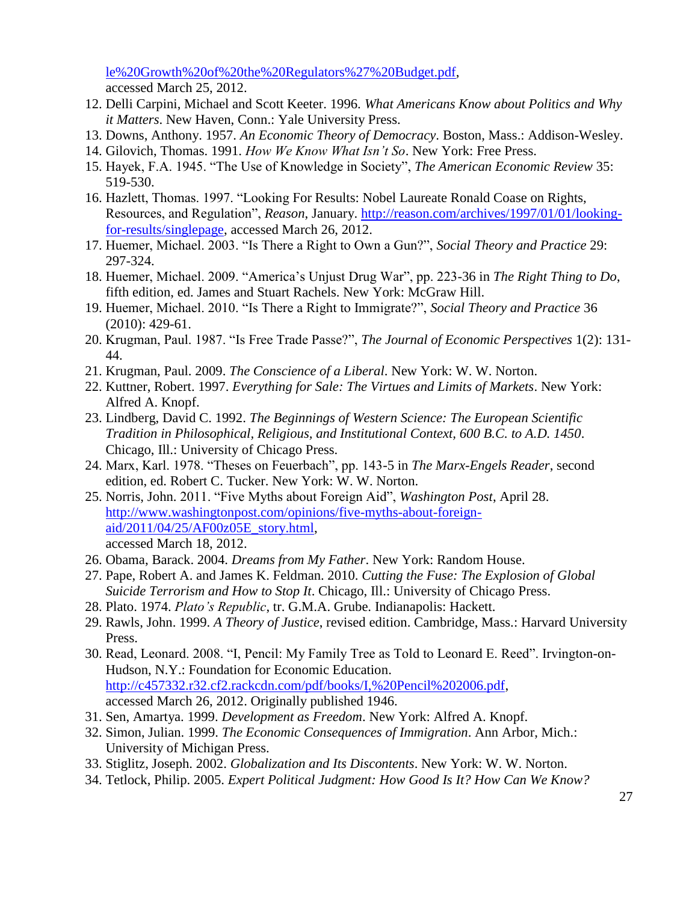le%20Growth%20of%20the%20Regulators%27%20Budget.pdf, accessed March 25, 2012.

12. Delli Carpini, Michael and Scott Keeter. 1996. *What Americans Know about Politics and Why it Matters*. New Haven, Conn.: Yale University Press.
13. Downs, Anthony. 1957. *An Economic Theory of Democracy*. Boston, Mass.: Addison-Wesley.
14. Gilovich, Thomas. 1991. *How We Know What Isn't So*. New York: Free Press.
15. Hayek, F.A. 1945. "The Use of Knowledge in Society", *The American Economic Review* 35: 519-530.
16. Hazlett, Thomas. 1997. "Looking For Results: Nobel Laureate Ronald Coase on Rights, Resources, and Regulation", *Reason*, January. http://reason.com/archives/1997/01/01/looking-for-results/singlepage, accessed March 26, 2012.
17. Huemer, Michael. 2003. "Is There a Right to Own a Gun?", *Social Theory and Practice* 29: 297-324.
18. Huemer, Michael. 2009. "America's Unjust Drug War", pp. 223-36 in *The Right Thing to Do*, fifth edition, ed. James and Stuart Rachels. New York: McGraw Hill.
19. Huemer, Michael. 2010. "Is There a Right to Immigrate?", *Social Theory and Practice* 36 (2010): 429-61.
20. Krugman, Paul. 1987. "Is Free Trade Passe?", *The Journal of Economic Perspectives* 1(2): 131-44.
21. Krugman, Paul. 2009. *The Conscience of a Liberal*. New York: W. W. Norton.
22. Kuttner, Robert. 1997. *Everything for Sale: The Virtues and Limits of Markets*. New York: Alfred A. Knopf.
23. Lindberg, David C. 1992. *The Beginnings of Western Science: The European Scientific Tradition in Philosophical, Religious, and Institutional Context, 600 B.C. to A.D. 1450*. Chicago, Ill.: University of Chicago Press.
24. Marx, Karl. 1978. "Theses on Feuerbach", pp. 143-5 in *The Marx-Engels Reader*, second edition, ed. Robert C. Tucker. New York: W. W. Norton.
25. Norris, John. 2011. "Five Myths about Foreign Aid", *Washington Post*, April 28. http://www.washingtonpost.com/opinions/five-myths-about-foreign-aid/2011/04/25/AF00z05E_story.html, accessed March 18, 2012.
26. Obama, Barack. 2004. *Dreams from My Father*. New York: Random House.
27. Pape, Robert A. and James K. Feldman. 2010. *Cutting the Fuse: The Explosion of Global Suicide Terrorism and How to Stop It*. Chicago, Ill.: University of Chicago Press.
28. Plato. 1974. *Plato's Republic*, tr. G.M.A. Grube. Indianapolis: Hackett.
29. Rawls, John. 1999. *A Theory of Justice*, revised edition. Cambridge, Mass.: Harvard University Press.
30. Read, Leonard. 2008. "I, Pencil: My Family Tree as Told to Leonard E. Reed". Irvington-on-Hudson, N.Y.: Foundation for Economic Education. http://c457332.r32.cf2.rackcdn.com/pdf/books/I,%20Pencil%202006.pdf, accessed March 26, 2012. Originally published 1946.
31. Sen, Amartya. 1999. *Development as Freedom*. New York: Alfred A. Knopf.
32. Simon, Julian. 1999. *The Economic Consequences of Immigration*. Ann Arbor, Mich.: University of Michigan Press.
33. Stiglitz, Joseph. 2002. *Globalization and Its Discontents*. New York: W. W. Norton.
34. Tetlock, Philip. 2005. *Expert Political Judgment: How Good Is It? How Can We Know?*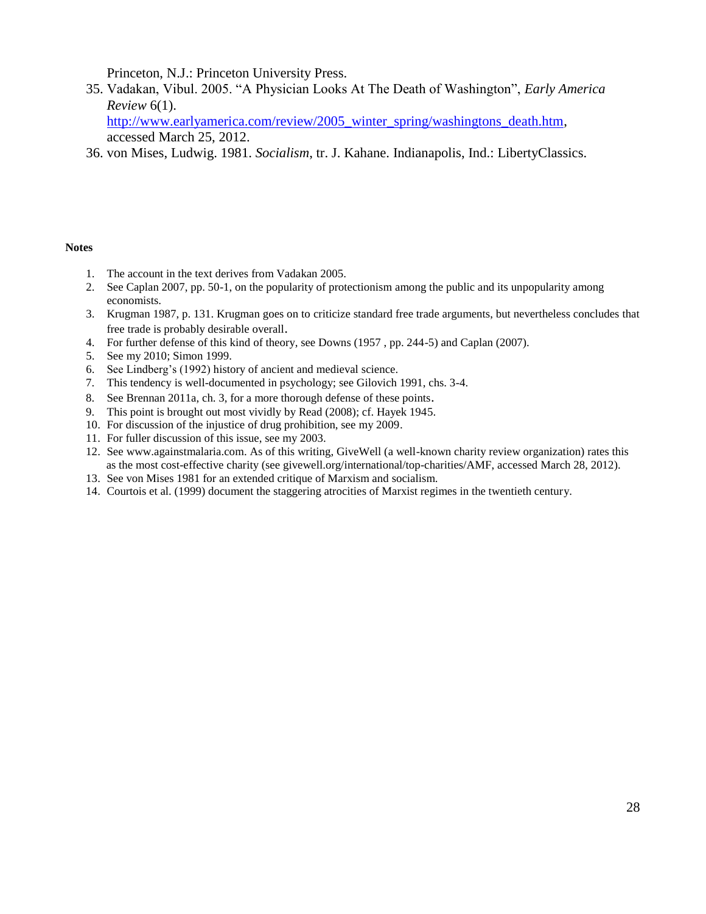Princeton, N.J.: Princeton University Press.

35. Vadakan, Vibul. 2005. "A Physician Looks At The Death of Washington", *Early America Review* 6(1). http://www.earlyamerica.com/review/2005_winter_spring/washingtons_death.htm, accessed March 25, 2012.
36. von Mises, Ludwig. 1981. *Socialism*, tr. J. Kahane. Indianapolis, Ind.: LibertyClassics.

**Notes**

1. The account in the text derives from Vadakan 2005.
2. See Caplan 2007, pp. 50-1, on the popularity of protectionism among the public and its unpopularity among economists.
3. Krugman 1987, p. 131. Krugman goes on to criticize standard free trade arguments, but nevertheless concludes that free trade is probably desirable overall.
4. For further defense of this kind of theory, see Downs (1957 , pp. 244-5) and Caplan (2007).
5. See my 2010; Simon 1999.
6. See Lindberg's (1992) history of ancient and medieval science.
7. This tendency is well-documented in psychology; see Gilovich 1991, chs. 3-4.
8. See Brennan 2011a, ch. 3, for a more thorough defense of these points.
9. This point is brought out most vividly by Read (2008); cf. Hayek 1945.
10. For discussion of the injustice of drug prohibition, see my 2009.
11. For fuller discussion of this issue, see my 2003.
12. See www.againstmalaria.com. As of this writing, GiveWell (a well-known charity review organization) rates this as the most cost-effective charity (see givewell.org/international/top-charities/AMF, accessed March 28, 2012).
13. See von Mises 1981 for an extended critique of Marxism and socialism.
14. Courtois et al. (1999) document the staggering atrocities of Marxist regimes in the twentieth century.